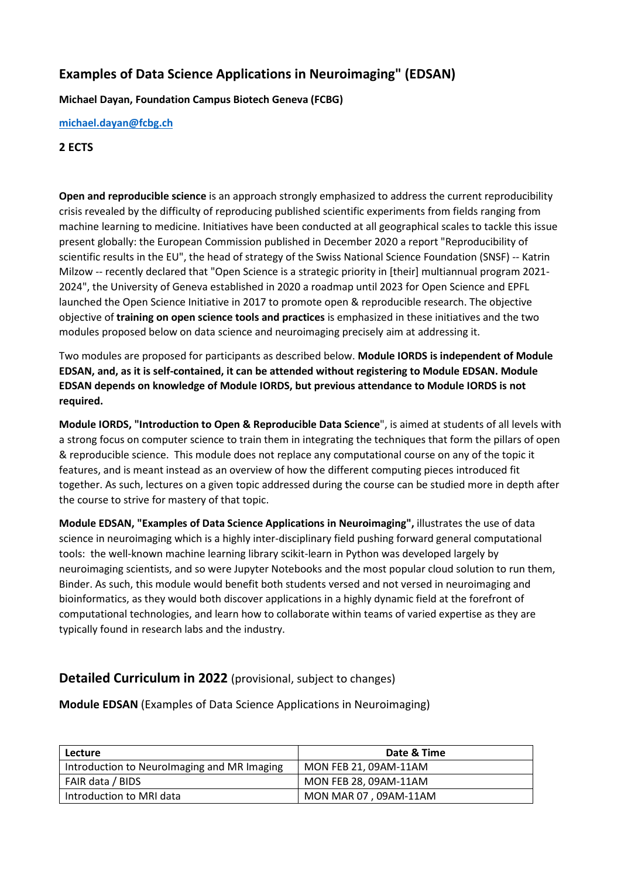# Examples of Data Science Applications in Neuroimaging" (EDSAN)

**Michael Dayan, Foundation Campus Biotech Geneva (FCBG)**

**[michael.dayan@fcbg.ch](mailto:michael.dayan@fcbg.ch)**

**2 ECTS**

**Open and reproducible science** is an approach strongly emphasized to address the current reproducibility crisis revealed by the difficulty of reproducing published scientific experiments from fields ranging from machine learning to medicine. Initiatives have been conducted at all geographical scales to tackle this issue present globally: the European Commission published in December 2020 a report "Reproducibility of scientific results in the EU", the head of strategy of the Swiss National Science Foundation (SNSF) -- Katrin Milzow -- recently declared that "Open Science is a strategic priority in [their] multiannual program 2021-2024", the University of Geneva established in 2020 a roadmap until 2023 for Open Science and EPFL launched the Open Science Initiative in 2017 to promote open & reproducible research. The objective objective of **training on open science tools and practices** is emphasized in these initiatives and the two modules proposed below on data science and neuroimaging precisely aim at addressing it.

Two modules are proposed for participants as described below. **Module IORDS is independent of Module EDSAN, and, as it is self-contained, it can be attended without registering to Module EDSAN. Module EDSAN depends on knowledge of Module IORDS, but previous attendance to Module IORDS is not required.**

**Module IORDS, "Introduction to Open & Reproducible Data Science**", is aimed at students of all levels with a strong focus on computer science to train them in integrating the techniques that form the pillars of open & reproducible science. This module does not replace any computational course on any of the topic it features, and is meant instead as an overview of how the different computing pieces introduced fit together. As such, lectures on a given topic addressed during the course can be studied more in depth after the course to strive for mastery of that topic.

**Module EDSAN, "Examples of Data Science Applications in Neuroimaging",** illustrates the use of data science in neuroimaging which is a highly inter-disciplinary field pushing forward general computational tools: the well-known machine learning library scikit-learn in Python was developed largely by neuroimaging scientists, and so were Jupyter Notebooks and the most popular cloud solution to run them, Binder. As such, this module would benefit both students versed and not versed in neuroimaging and bioinformatics, as they would both discover applications in a highly dynamic field at the forefront of computational technologies, and learn how to collaborate within teams of varied expertise as they are typically found in research labs and the industry.

## Detailed Curriculum in 2022 (provisional, subject to changes)

**Module EDSAN** (Examples of Data Science Applications in Neuroimaging)

| Lecture | Date & Time |
| --- | --- |
| Introduction to NeuroImaging and MR Imaging | MON FEB 21, 09AM-11AM |
| FAIR data / BIDS | MON FEB 28, 09AM-11AM |
| Introduction to MRI data | MON MAR 07 , 09AM-11AM |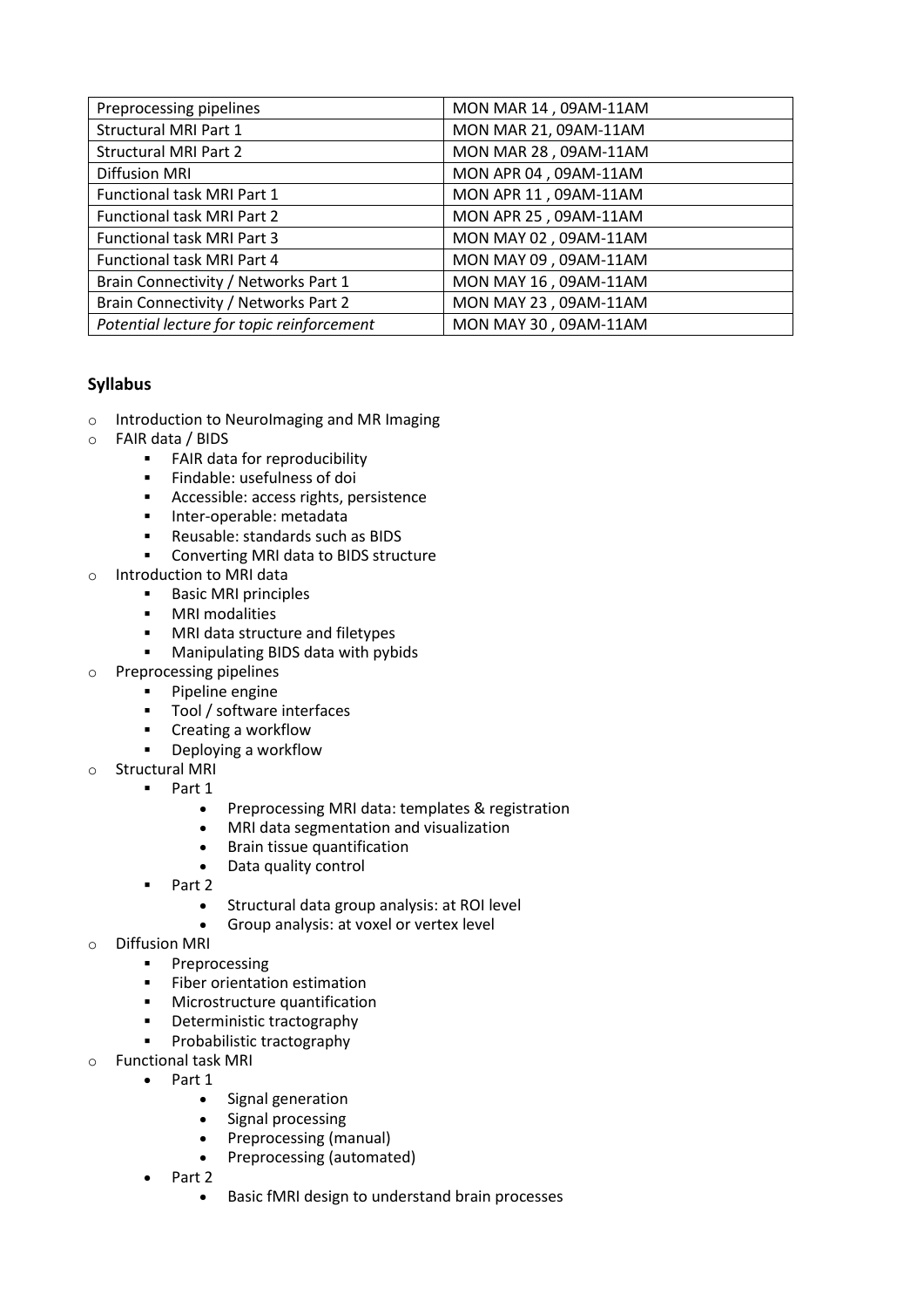| Preprocessing pipelines | MON MAR 14 , 09AM-11AM |
|---|---|
| Structural MRI Part 1 | MON MAR 21, 09AM-11AM |
| Structural MRI Part 2 | MON MAR 28 , 09AM-11AM |
| Diffusion MRI | MON APR 04 , 09AM-11AM |
| Functional task MRI Part 1 | MON APR 11 , 09AM-11AM |
| Functional task MRI Part 2 | MON APR 25 , 09AM-11AM |
| Functional task MRI Part 3 | MON MAY 02 , 09AM-11AM |
| Functional task MRI Part 4 | MON MAY 09 , 09AM-11AM |
| Brain Connectivity / Networks Part 1 | MON MAY 16 , 09AM-11AM |
| Brain Connectivity / Networks Part 2 | MON MAY 23 , 09AM-11AM |
| *Potential lecture for topic reinforcement* | MON MAY 30 , 09AM-11AM |

**Syllabus**

- Introduction to NeuroImaging and MR Imaging
- FAIR data / BIDS
  - FAIR data for reproducibility
  - Findable: usefulness of doi
  - Accessible: access rights, persistence
  - Inter-operable: metadata
  - Reusable: standards such as BIDS
  - Converting MRI data to BIDS structure
- Introduction to MRI data
  - Basic MRI principles
  - MRI modalities
  - MRI data structure and filetypes
  - Manipulating BIDS data with pybids
- Preprocessing pipelines
  - Pipeline engine
  - Tool / software interfaces
  - Creating a workflow
  - Deploying a workflow
- Structural MRI
  - Part 1
    - Preprocessing MRI data: templates & registration
    - MRI data segmentation and visualization
    - Brain tissue quantification
    - Data quality control
  - Part 2
    - Structural data group analysis: at ROI level
    - Group analysis: at voxel or vertex level
- Diffusion MRI
  - Preprocessing
  - Fiber orientation estimation
  - Microstructure quantification
  - Deterministic tractography
  - Probabilistic tractography
- Functional task MRI
  - Part 1
    - Signal generation
    - Signal processing
    - Preprocessing (manual)
    - Preprocessing (automated)
  - Part 2
    - Basic fMRI design to understand brain processes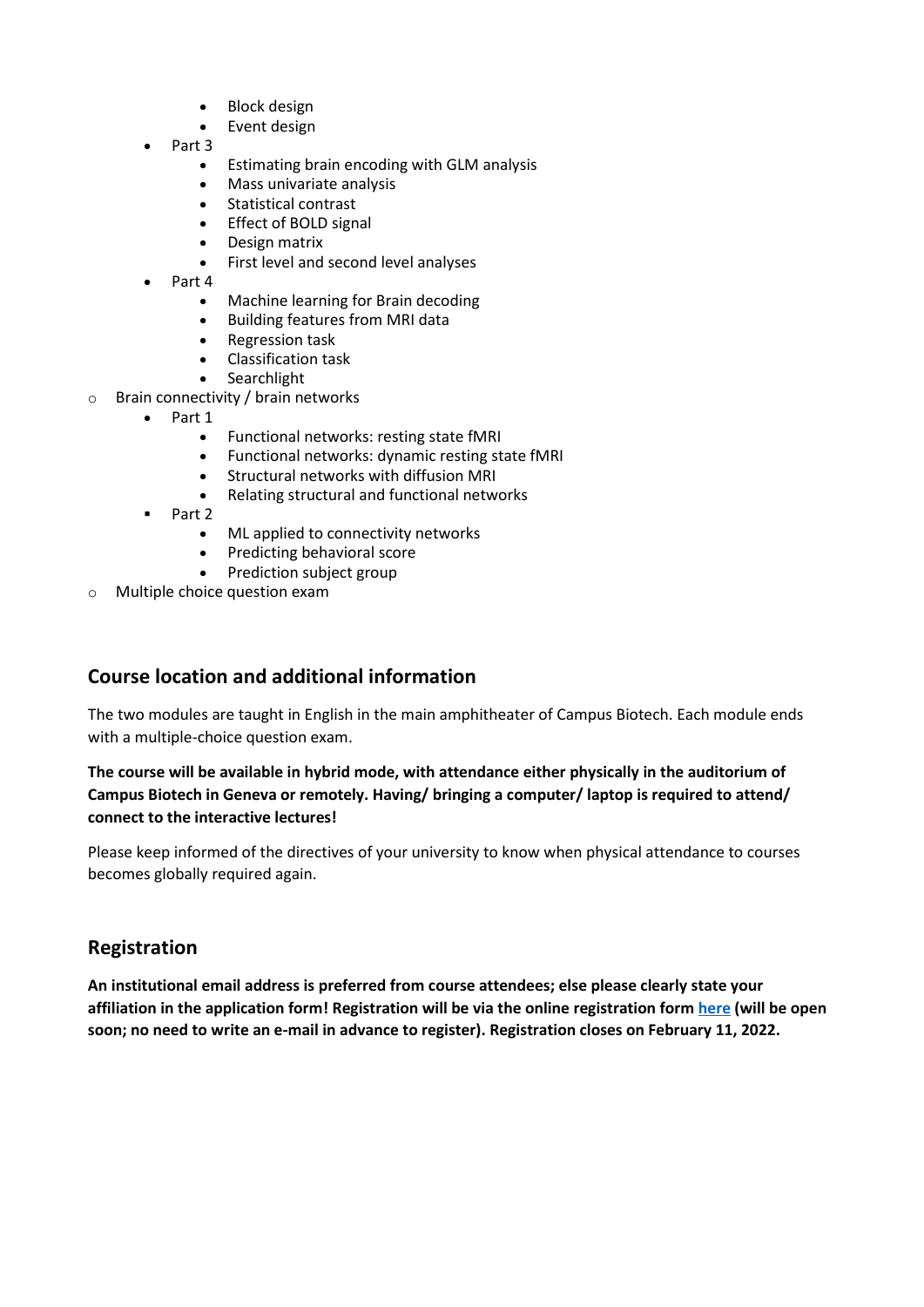- Block design
        - Event design
    - Part 3
        - Estimating brain encoding with GLM analysis
        - Mass univariate analysis
        - Statistical contrast
        - Effect of BOLD signal
        - Design matrix
        - First level and second level analyses
    - Part 4
        - Machine learning for Brain decoding
        - Building features from MRI data
        - Regression task
        - Classification task
        - Searchlight
- Brain connectivity / brain networks
    - Part 1
        - Functional networks: resting state fMRI
        - Functional networks: dynamic resting state fMRI
        - Structural networks with diffusion MRI
        - Relating structural and functional networks
    - Part 2
        - ML applied to connectivity networks
        - Predicting behavioral score
        - Prediction subject group
- Multiple choice question exam

## Course location and additional information

The two modules are taught in English in the main amphitheater of Campus Biotech. Each module ends with a multiple-choice question exam.

**The course will be available in hybrid mode, with attendance either physically in the auditorium of Campus Biotech in Geneva or remotely. Having/ bringing a computer/ laptop is required to attend/ connect to the interactive lectures!**

Please keep informed of the directives of your university to know when physical attendance to courses becomes globally required again.

## Registration

**An institutional email address is preferred from course attendees; else please clearly state your affiliation in the application form! Registration will be via the online registration form here (will be open soon; no need to write an e-mail in advance to register). Registration closes on February 11, 2022.**